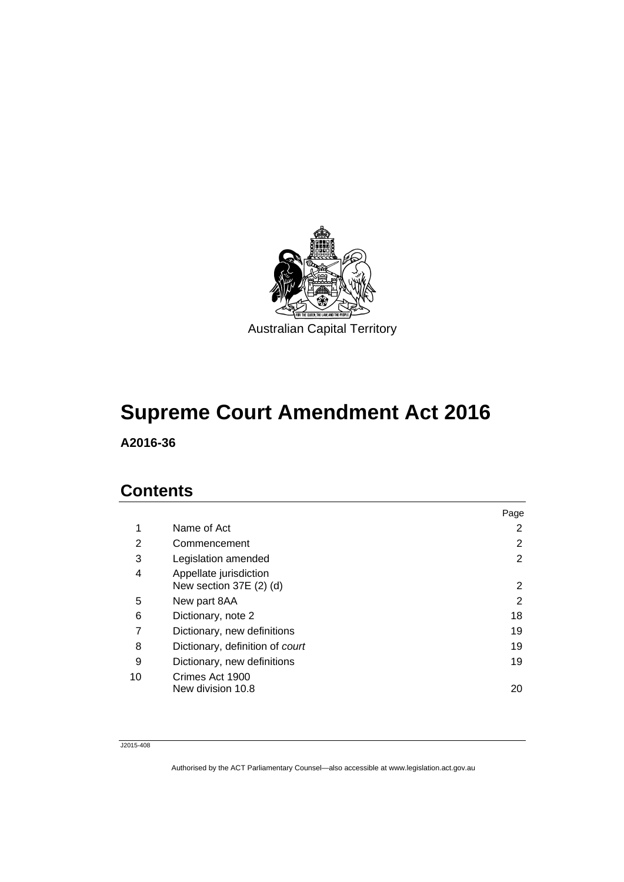Australian Capital Territory

# Supreme Court Amendment Act 2016

**A2016-36**

## Contents

| | | Page |
|---|---|---|
| 1 | Name of Act | 2 |
| 2 | Commencement | 2 |
| 3 | Legislation amended | 2 |
| 4 | Appellate jurisdiction<br>New section 37E (2) (d) | 2 |
| 5 | New part 8AA | 2 |
| 6 | Dictionary, note 2 | 18 |
| 7 | Dictionary, new definitions | 19 |
| 8 | Dictionary, definition of *court* | 19 |
| 9 | Dictionary, new definitions | 19 |
| 10 | Crimes Act 1900<br>New division 10.8 | 20 |

J2015-408

Authorised by the ACT Parliamentary Counsel—also accessible at www.legislation.act.gov.au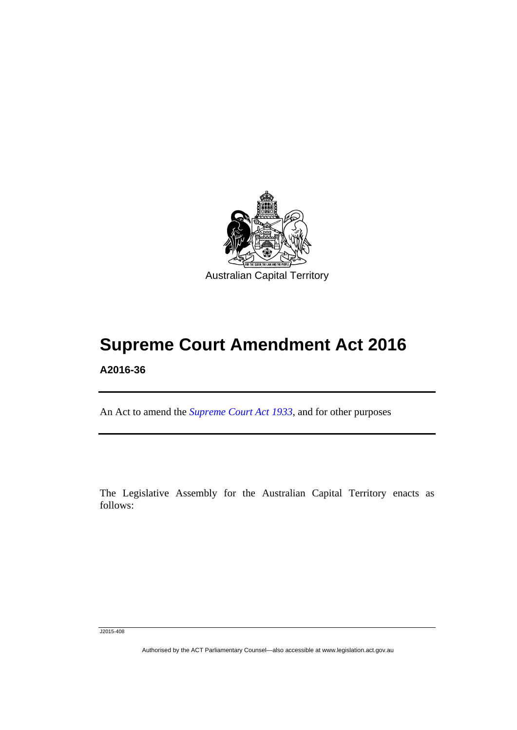Australian Capital Territory

# Supreme Court Amendment Act 2016

**A2016-36**

An Act to amend the *Supreme Court Act 1933*, and for other purposes

The Legislative Assembly for the Australian Capital Territory enacts as follows:

J2015-408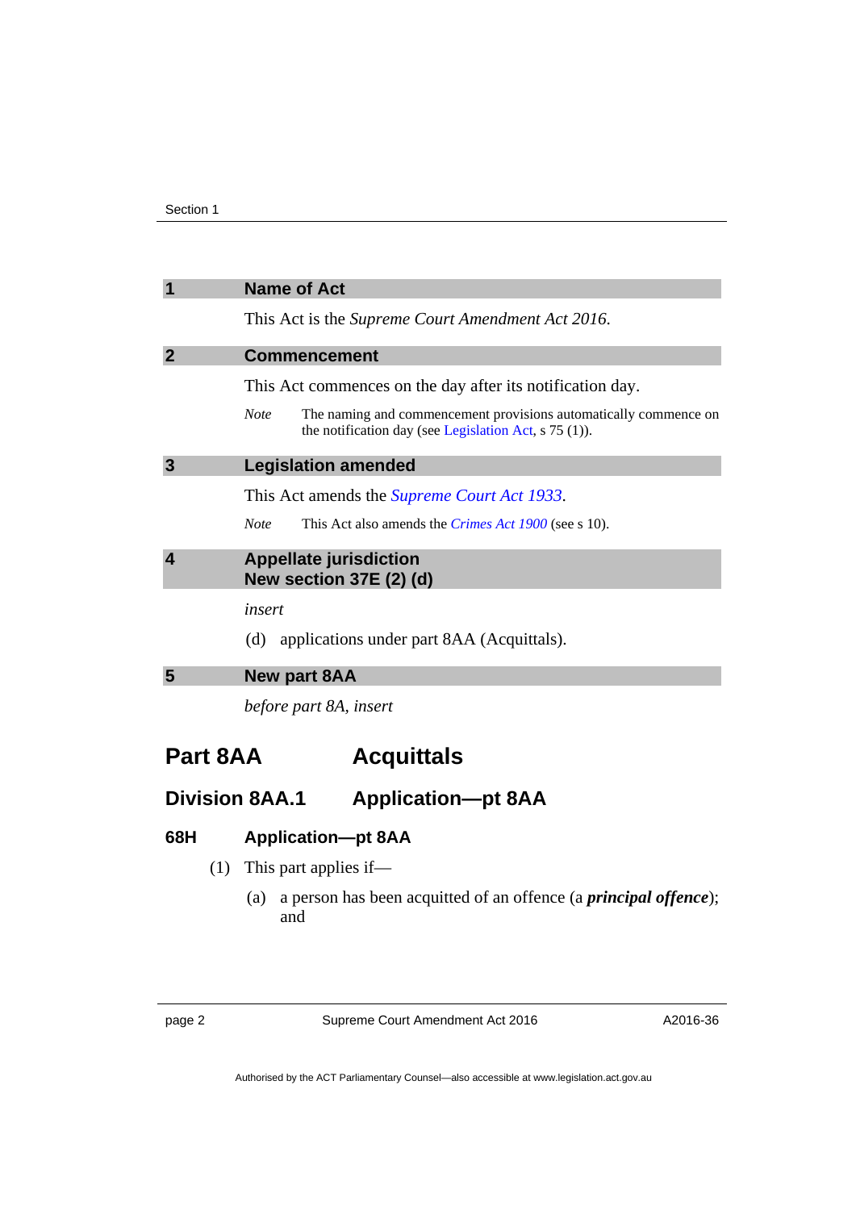## 1 Name of Act

This Act is the *Supreme Court Amendment Act 2016*.

## 2 Commencement

This Act commences on the day after its notification day.

*Note* The naming and commencement provisions automatically commence on the notification day (see Legislation Act, s 75 (1)).

## 3 Legislation amended

This Act amends the *Supreme Court Act 1933*.

*Note* This Act also amends the *Crimes Act 1900* (see s 10).

## 4 Appellate jurisdiction
## New section 37E (2) (d)

*insert*

(d) applications under part 8AA (Acquittals).

## 5 New part 8AA

*before part 8A, insert*

# Part 8AA Acquittals

## Division 8AA.1 Application—pt 8AA

### 68H Application—pt 8AA

(1) This part applies if—

(a) a person has been acquitted of an offence (a ***principal offence***); and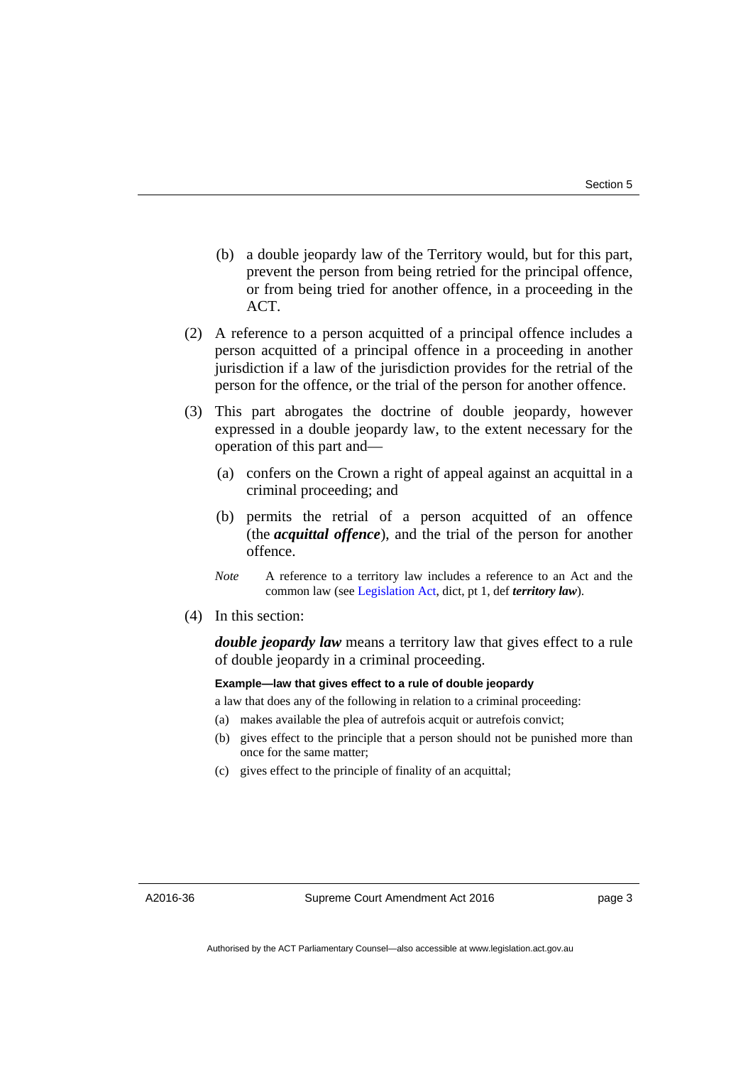(b) a double jeopardy law of the Territory would, but for this part, prevent the person from being retried for the principal offence, or from being tried for another offence, in a proceeding in the ACT.

(2) A reference to a person acquitted of a principal offence includes a person acquitted of a principal offence in a proceeding in another jurisdiction if a law of the jurisdiction provides for the retrial of the person for the offence, or the trial of the person for another offence.

(3) This part abrogates the doctrine of double jeopardy, however expressed in a double jeopardy law, to the extent necessary for the operation of this part and—

(a) confers on the Crown a right of appeal against an acquittal in a criminal proceeding; and

(b) permits the retrial of a person acquitted of an offence (the ***acquittal offence***), and the trial of the person for another offence.

*Note* A reference to a territory law includes a reference to an Act and the common law (see Legislation Act, dict, pt 1, def ***territory law***).

(4) In this section:

***double jeopardy law*** means a territory law that gives effect to a rule of double jeopardy in a criminal proceeding.

**Example—law that gives effect to a rule of double jeopardy**

a law that does any of the following in relation to a criminal proceeding:

(a) makes available the plea of autrefois acquit or autrefois convict;

(b) gives effect to the principle that a person should not be punished more than once for the same matter;

(c) gives effect to the principle of finality of an acquittal;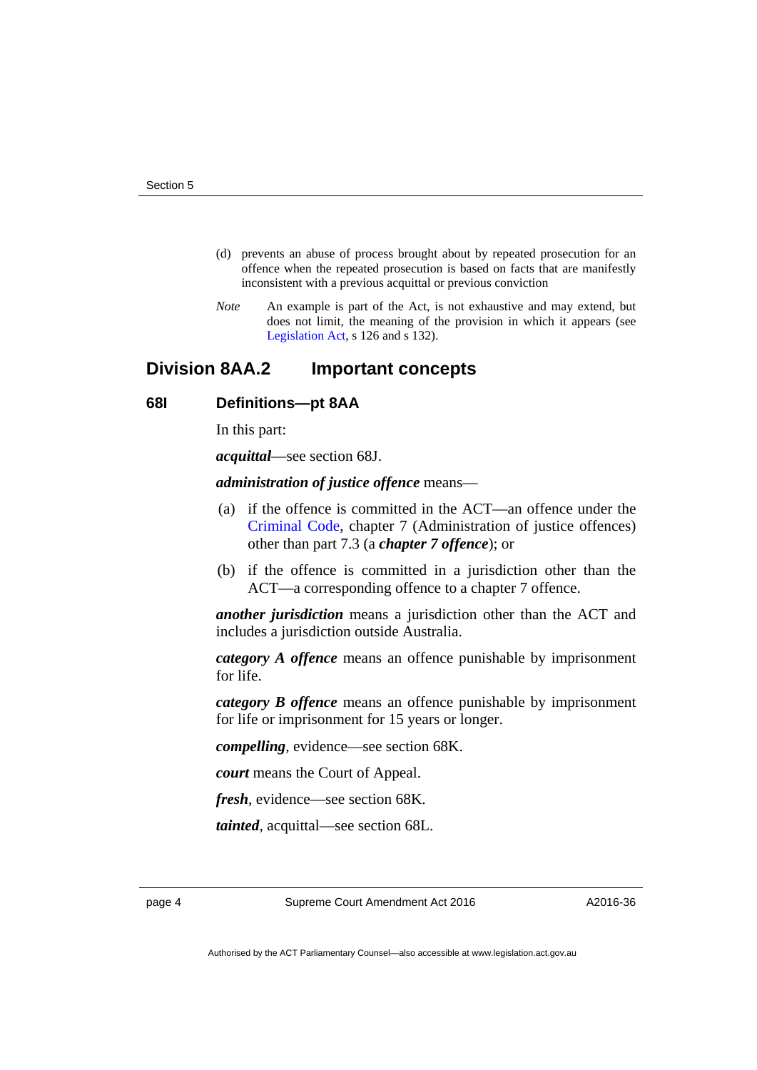(d) prevents an abuse of process brought about by repeated prosecution for an offence when the repeated prosecution is based on facts that are manifestly inconsistent with a previous acquittal or previous conviction

*Note* An example is part of the Act, is not exhaustive and may extend, but does not limit, the meaning of the provision in which it appears (see Legislation Act, s 126 and s 132).

## Division 8AA.2 Important concepts

### 68I Definitions—pt 8AA

In this part:

***acquittal***—see section 68J.

***administration of justice offence*** means—

(a) if the offence is committed in the ACT—an offence under the Criminal Code, chapter 7 (Administration of justice offences) other than part 7.3 (a ***chapter 7 offence***); or

(b) if the offence is committed in a jurisdiction other than the ACT—a corresponding offence to a chapter 7 offence.

***another jurisdiction*** means a jurisdiction other than the ACT and includes a jurisdiction outside Australia.

***category A offence*** means an offence punishable by imprisonment for life.

***category B offence*** means an offence punishable by imprisonment for life or imprisonment for 15 years or longer.

***compelling***, evidence—see section 68K.

***court*** means the Court of Appeal.

***fresh***, evidence—see section 68K.

***tainted***, acquittal—see section 68L.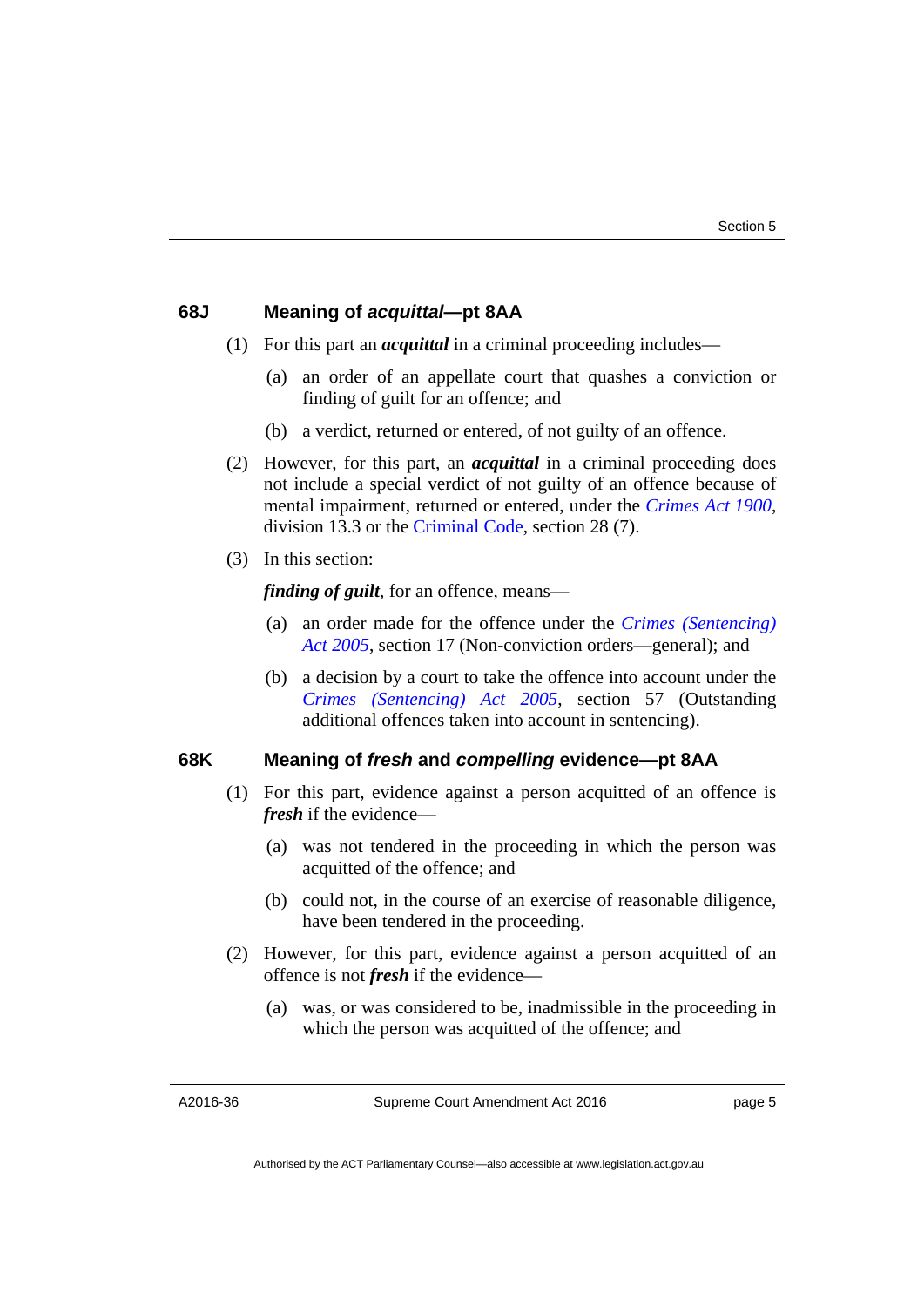### 68J Meaning of *acquittal*—pt 8AA

(1) For this part an ***acquittal*** in a criminal proceeding includes—

(a) an order of an appellate court that quashes a conviction or finding of guilt for an offence; and

(b) a verdict, returned or entered, of not guilty of an offence.

(2) However, for this part, an ***acquittal*** in a criminal proceeding does not include a special verdict of not guilty of an offence because of mental impairment, returned or entered, under the *Crimes Act 1900*, division 13.3 or the Criminal Code, section 28 (7).

(3) In this section:

***finding of guilt***, for an offence, means—

(a) an order made for the offence under the *Crimes (Sentencing) Act 2005*, section 17 (Non-conviction orders—general); and

(b) a decision by a court to take the offence into account under the *Crimes (Sentencing) Act 2005*, section 57 (Outstanding additional offences taken into account in sentencing).

### 68K Meaning of *fresh* and *compelling* evidence—pt 8AA

(1) For this part, evidence against a person acquitted of an offence is ***fresh*** if the evidence—

(a) was not tendered in the proceeding in which the person was acquitted of the offence; and

(b) could not, in the course of an exercise of reasonable diligence, have been tendered in the proceeding.

(2) However, for this part, evidence against a person acquitted of an offence is not ***fresh*** if the evidence—

(a) was, or was considered to be, inadmissible in the proceeding in which the person was acquitted of the offence; and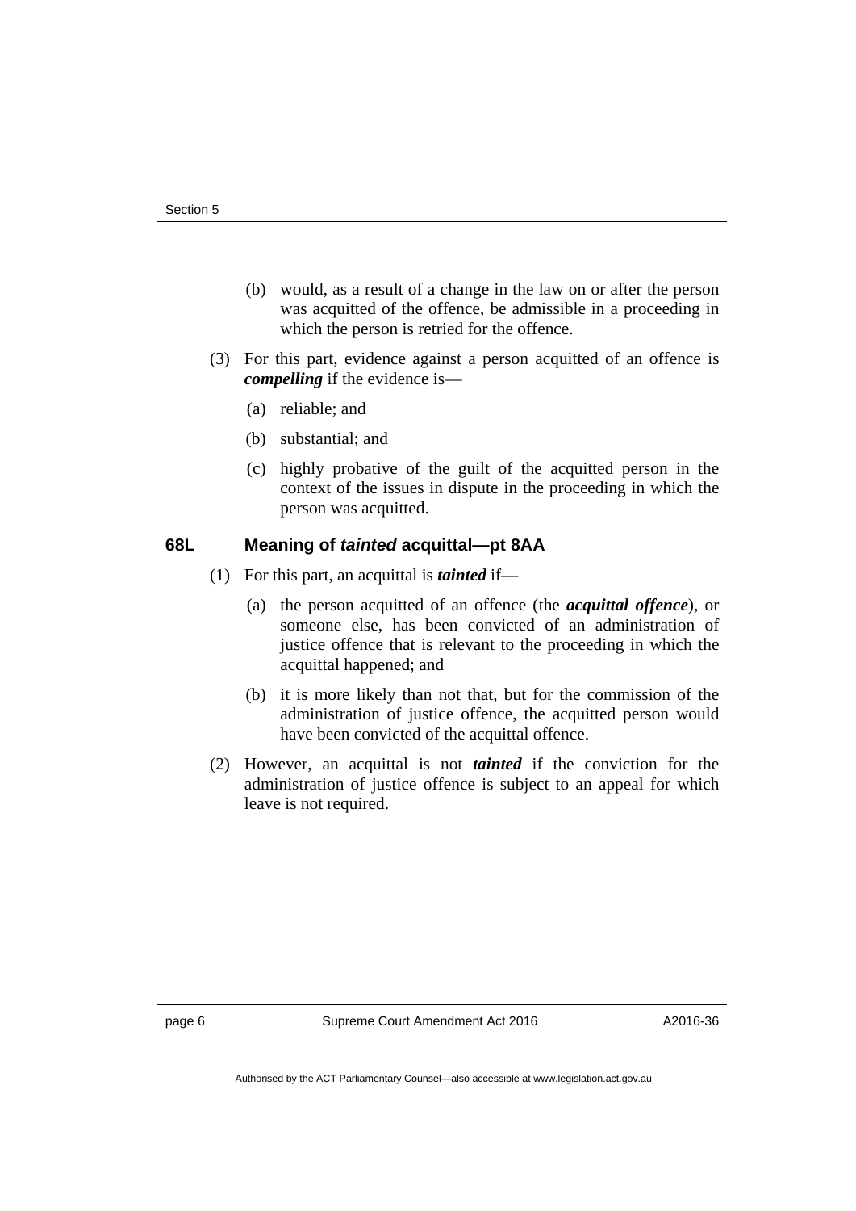(b) would, as a result of a change in the law on or after the person was acquitted of the offence, be admissible in a proceeding in which the person is retried for the offence.

(3) For this part, evidence against a person acquitted of an offence is ***compelling*** if the evidence is—

(a) reliable; and

(b) substantial; and

(c) highly probative of the guilt of the acquitted person in the context of the issues in dispute in the proceeding in which the person was acquitted.

### 68L Meaning of *tainted* acquittal—pt 8AA

(1) For this part, an acquittal is ***tainted*** if—

(a) the person acquitted of an offence (the ***acquittal offence***), or someone else, has been convicted of an administration of justice offence that is relevant to the proceeding in which the acquittal happened; and

(b) it is more likely than not that, but for the commission of the administration of justice offence, the acquitted person would have been convicted of the acquittal offence.

(2) However, an acquittal is not ***tainted*** if the conviction for the administration of justice offence is subject to an appeal for which leave is not required.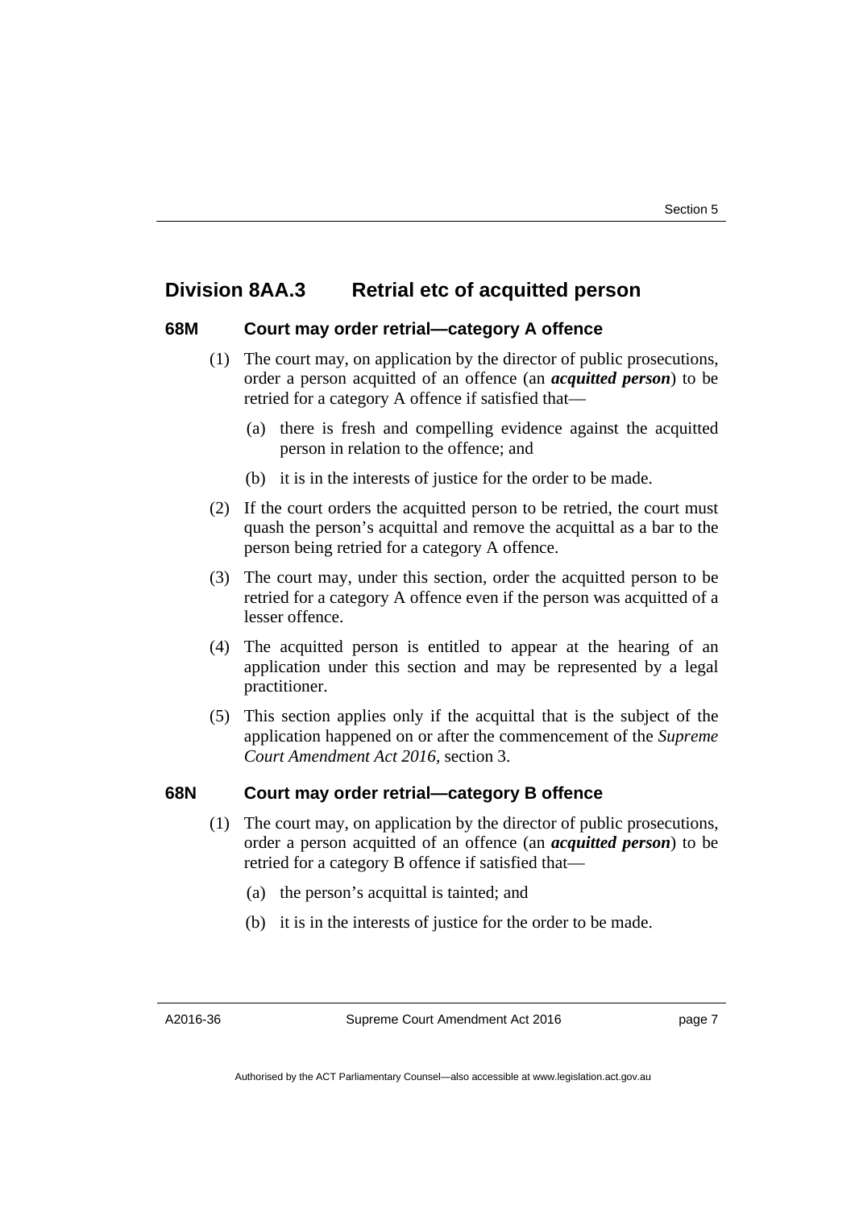## Division 8AA.3 Retrial etc of acquitted person

### 68M Court may order retrial—category A offence

(1) The court may, on application by the director of public prosecutions, order a person acquitted of an offence (an ***acquitted person***) to be retried for a category A offence if satisfied that—

   (a) there is fresh and compelling evidence against the acquitted person in relation to the offence; and

   (b) it is in the interests of justice for the order to be made.

(2) If the court orders the acquitted person to be retried, the court must quash the person's acquittal and remove the acquittal as a bar to the person being retried for a category A offence.

(3) The court may, under this section, order the acquitted person to be retried for a category A offence even if the person was acquitted of a lesser offence.

(4) The acquitted person is entitled to appear at the hearing of an application under this section and may be represented by a legal practitioner.

(5) This section applies only if the acquittal that is the subject of the application happened on or after the commencement of the *Supreme Court Amendment Act 2016*, section 3.

### 68N Court may order retrial—category B offence

(1) The court may, on application by the director of public prosecutions, order a person acquitted of an offence (an ***acquitted person***) to be retried for a category B offence if satisfied that—

   (a) the person's acquittal is tainted; and

   (b) it is in the interests of justice for the order to be made.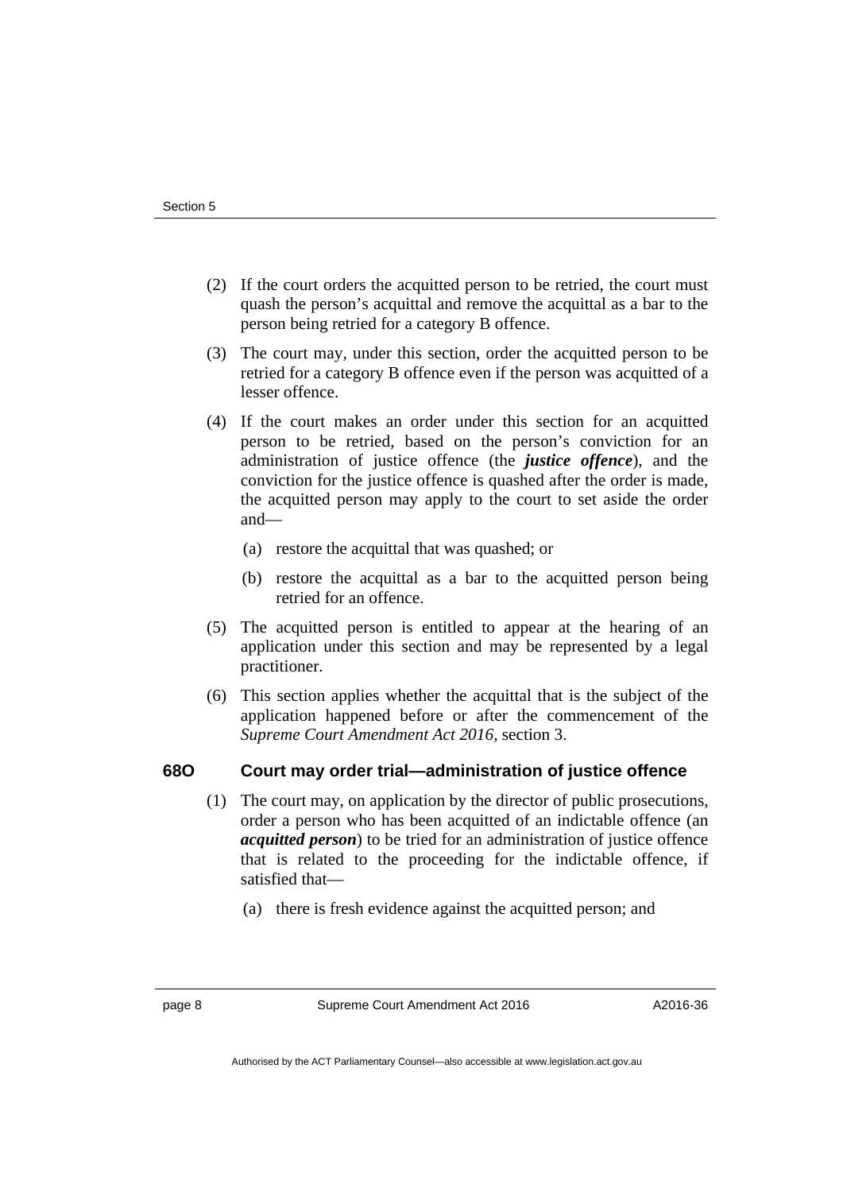(2) If the court orders the acquitted person to be retried, the court must quash the person's acquittal and remove the acquittal as a bar to the person being retried for a category B offence.

(3) The court may, under this section, order the acquitted person to be retried for a category B offence even if the person was acquitted of a lesser offence.

(4) If the court makes an order under this section for an acquitted person to be retried, based on the person's conviction for an administration of justice offence (the ***justice offence***), and the conviction for the justice offence is quashed after the order is made, the acquitted person may apply to the court to set aside the order and—

(a) restore the acquittal that was quashed; or

(b) restore the acquittal as a bar to the acquitted person being retried for an offence.

(5) The acquitted person is entitled to appear at the hearing of an application under this section and may be represented by a legal practitioner.

(6) This section applies whether the acquittal that is the subject of the application happened before or after the commencement of the *Supreme Court Amendment Act 2016*, section 3.

### 68O Court may order trial—administration of justice offence

(1) The court may, on application by the director of public prosecutions, order a person who has been acquitted of an indictable offence (an ***acquitted person***) to be tried for an administration of justice offence that is related to the proceeding for the indictable offence, if satisfied that—

(a) there is fresh evidence against the acquitted person; and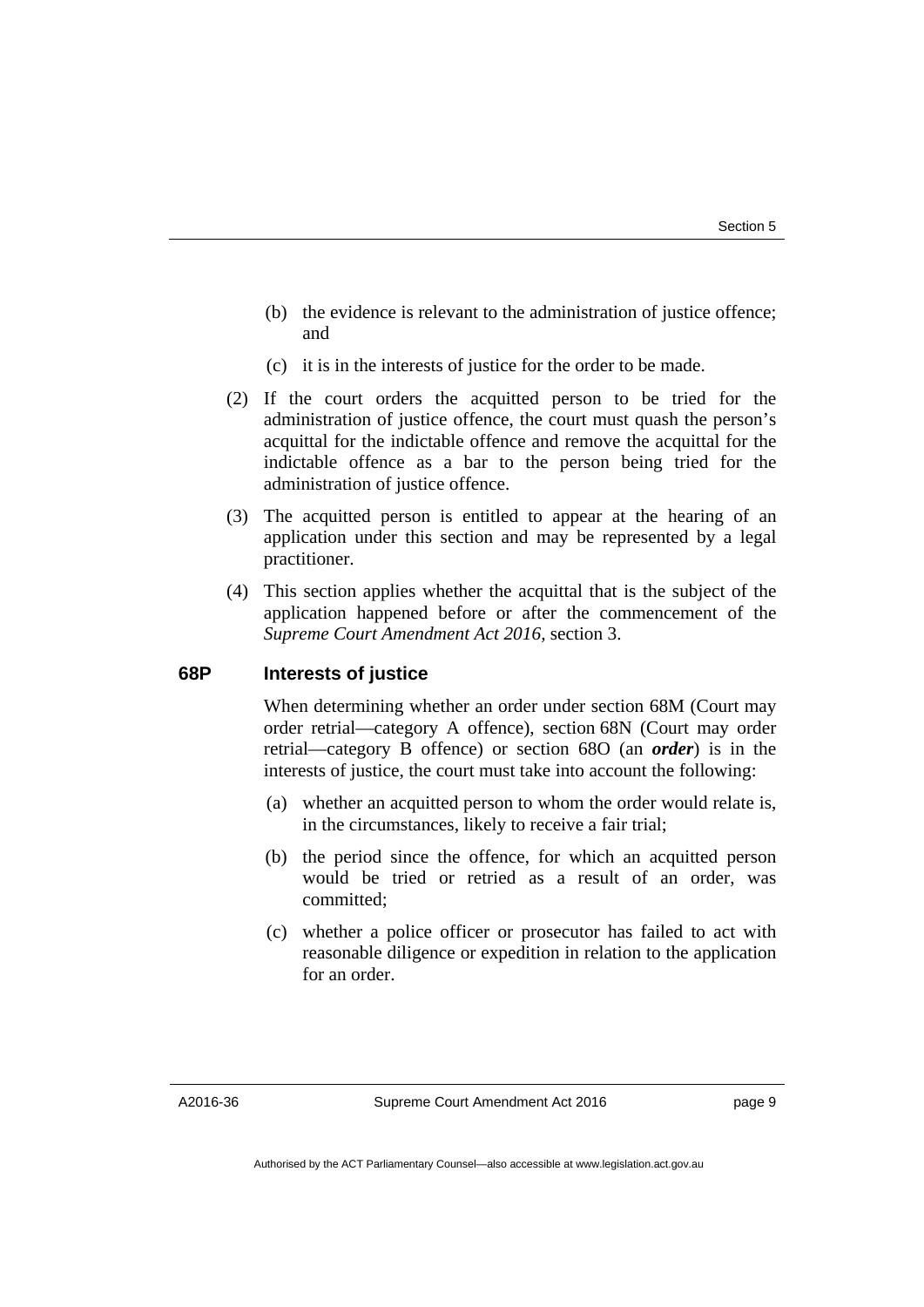(b) the evidence is relevant to the administration of justice offence; and

(c) it is in the interests of justice for the order to be made.

(2) If the court orders the acquitted person to be tried for the administration of justice offence, the court must quash the person's acquittal for the indictable offence and remove the acquittal for the indictable offence as a bar to the person being tried for the administration of justice offence.

(3) The acquitted person is entitled to appear at the hearing of an application under this section and may be represented by a legal practitioner.

(4) This section applies whether the acquittal that is the subject of the application happened before or after the commencement of the *Supreme Court Amendment Act 2016,* section 3.

### 68P Interests of justice

When determining whether an order under section 68M (Court may order retrial—category A offence), section 68N (Court may order retrial—category B offence) or section 68O (an ***order***) is in the interests of justice, the court must take into account the following:

(a) whether an acquitted person to whom the order would relate is, in the circumstances, likely to receive a fair trial;

(b) the period since the offence, for which an acquitted person would be tried or retried as a result of an order, was committed;

(c) whether a police officer or prosecutor has failed to act with reasonable diligence or expedition in relation to the application for an order.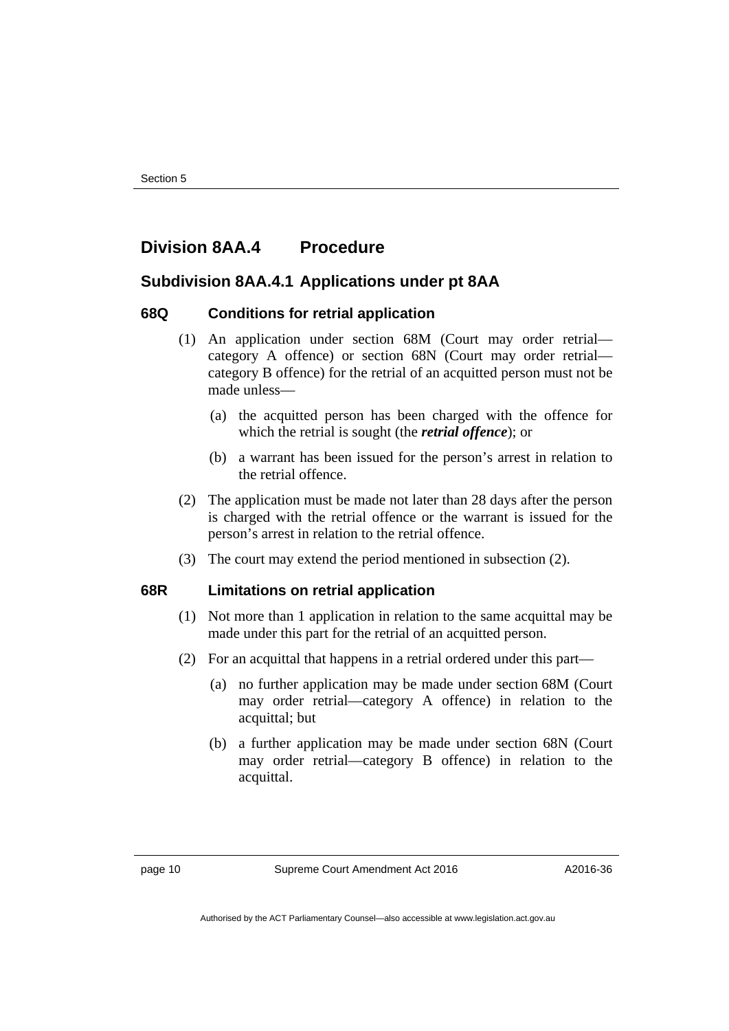## Division 8AA.4 Procedure

### Subdivision 8AA.4.1 Applications under pt 8AA

#### 68Q Conditions for retrial application

(1) An application under section 68M (Court may order retrial—category A offence) or section 68N (Court may order retrial—category B offence) for the retrial of an acquitted person must not be made unless—

(a) the acquitted person has been charged with the offence for which the retrial is sought (the ***retrial offence***); or

(b) a warrant has been issued for the person's arrest in relation to the retrial offence.

(2) The application must be made not later than 28 days after the person is charged with the retrial offence or the warrant is issued for the person's arrest in relation to the retrial offence.

(3) The court may extend the period mentioned in subsection (2).

#### 68R Limitations on retrial application

(1) Not more than 1 application in relation to the same acquittal may be made under this part for the retrial of an acquitted person.

(2) For an acquittal that happens in a retrial ordered under this part—

(a) no further application may be made under section 68M (Court may order retrial—category A offence) in relation to the acquittal; but

(b) a further application may be made under section 68N (Court may order retrial—category B offence) in relation to the acquittal.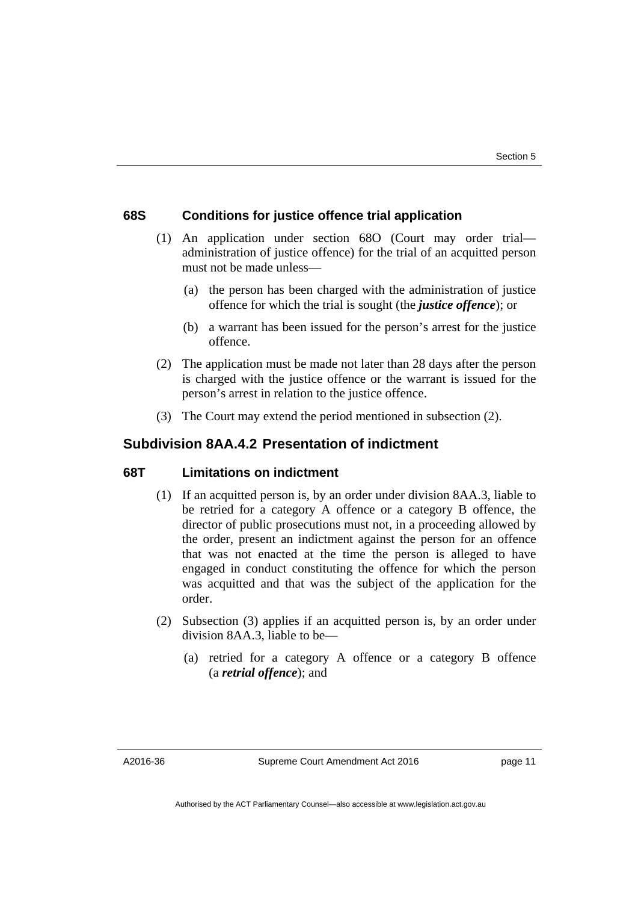### 68S Conditions for justice offence trial application

(1) An application under section 68O (Court may order trial—administration of justice offence) for the trial of an acquitted person must not be made unless—

(a) the person has been charged with the administration of justice offence for which the trial is sought (the ***justice offence***); or

(b) a warrant has been issued for the person's arrest for the justice offence.

(2) The application must be made not later than 28 days after the person is charged with the justice offence or the warrant is issued for the person's arrest in relation to the justice offence.

(3) The Court may extend the period mentioned in subsection (2).

## Subdivision 8AA.4.2 Presentation of indictment

### 68T Limitations on indictment

(1) If an acquitted person is, by an order under division 8AA.3, liable to be retried for a category A offence or a category B offence, the director of public prosecutions must not, in a proceeding allowed by the order, present an indictment against the person for an offence that was not enacted at the time the person is alleged to have engaged in conduct constituting the offence for which the person was acquitted and that was the subject of the application for the order.

(2) Subsection (3) applies if an acquitted person is, by an order under division 8AA.3, liable to be—

(a) retried for a category A offence or a category B offence (a ***retrial offence***); and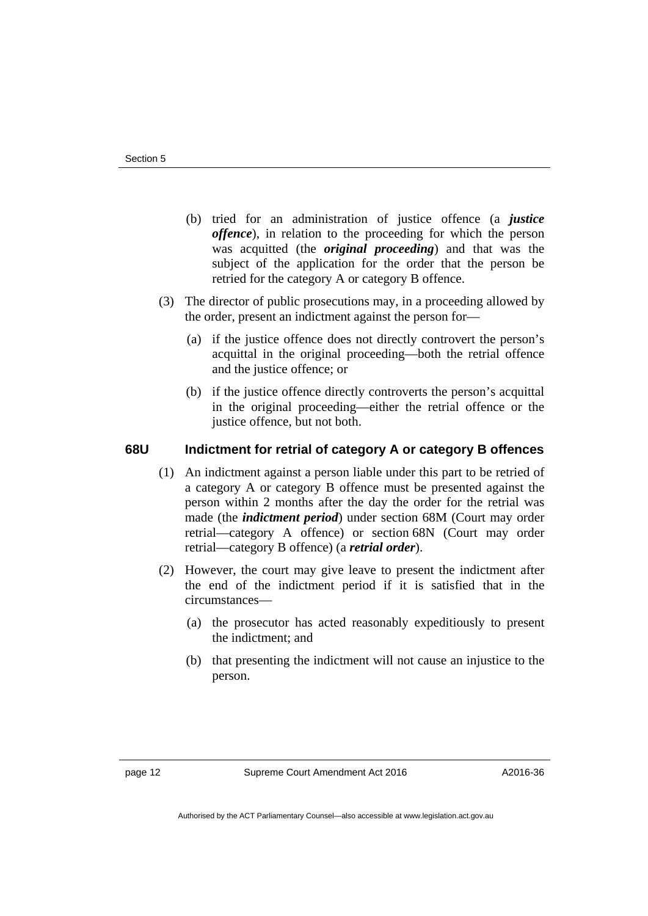(b) tried for an administration of justice offence (a ***justice offence***), in relation to the proceeding for which the person was acquitted (the ***original proceeding***) and that was the subject of the application for the order that the person be retried for the category A or category B offence.

(3) The director of public prosecutions may, in a proceeding allowed by the order, present an indictment against the person for—

(a) if the justice offence does not directly controvert the person's acquittal in the original proceeding—both the retrial offence and the justice offence; or

(b) if the justice offence directly controverts the person's acquittal in the original proceeding—either the retrial offence or the justice offence, but not both.

### 68U Indictment for retrial of category A or category B offences

(1) An indictment against a person liable under this part to be retried of a category A or category B offence must be presented against the person within 2 months after the day the order for the retrial was made (the ***indictment period***) under section 68M (Court may order retrial—category A offence) or section 68N (Court may order retrial—category B offence) (a ***retrial order***).

(2) However, the court may give leave to present the indictment after the end of the indictment period if it is satisfied that in the circumstances—

(a) the prosecutor has acted reasonably expeditiously to present the indictment; and

(b) that presenting the indictment will not cause an injustice to the person.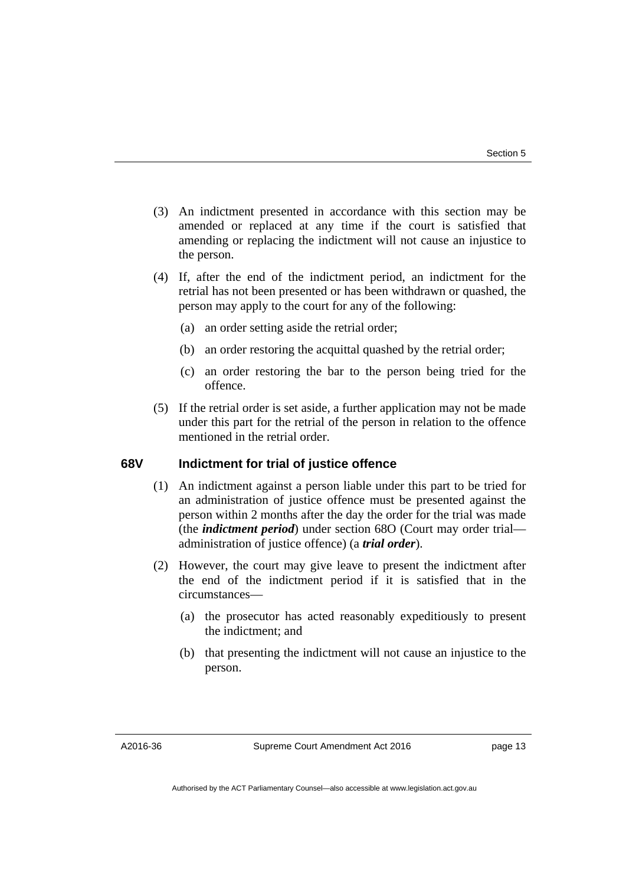(3) An indictment presented in accordance with this section may be amended or replaced at any time if the court is satisfied that amending or replacing the indictment will not cause an injustice to the person.

(4) If, after the end of the indictment period, an indictment for the retrial has not been presented or has been withdrawn or quashed, the person may apply to the court for any of the following:

(a) an order setting aside the retrial order;

(b) an order restoring the acquittal quashed by the retrial order;

(c) an order restoring the bar to the person being tried for the offence.

(5) If the retrial order is set aside, a further application may not be made under this part for the retrial of the person in relation to the offence mentioned in the retrial order.

### 68V Indictment for trial of justice offence

(1) An indictment against a person liable under this part to be tried for an administration of justice offence must be presented against the person within 2 months after the day the order for the trial was made (the ***indictment period***) under section 68O (Court may order trial—administration of justice offence) (a ***trial order***).

(2) However, the court may give leave to present the indictment after the end of the indictment period if it is satisfied that in the circumstances—

(a) the prosecutor has acted reasonably expeditiously to present the indictment; and

(b) that presenting the indictment will not cause an injustice to the person.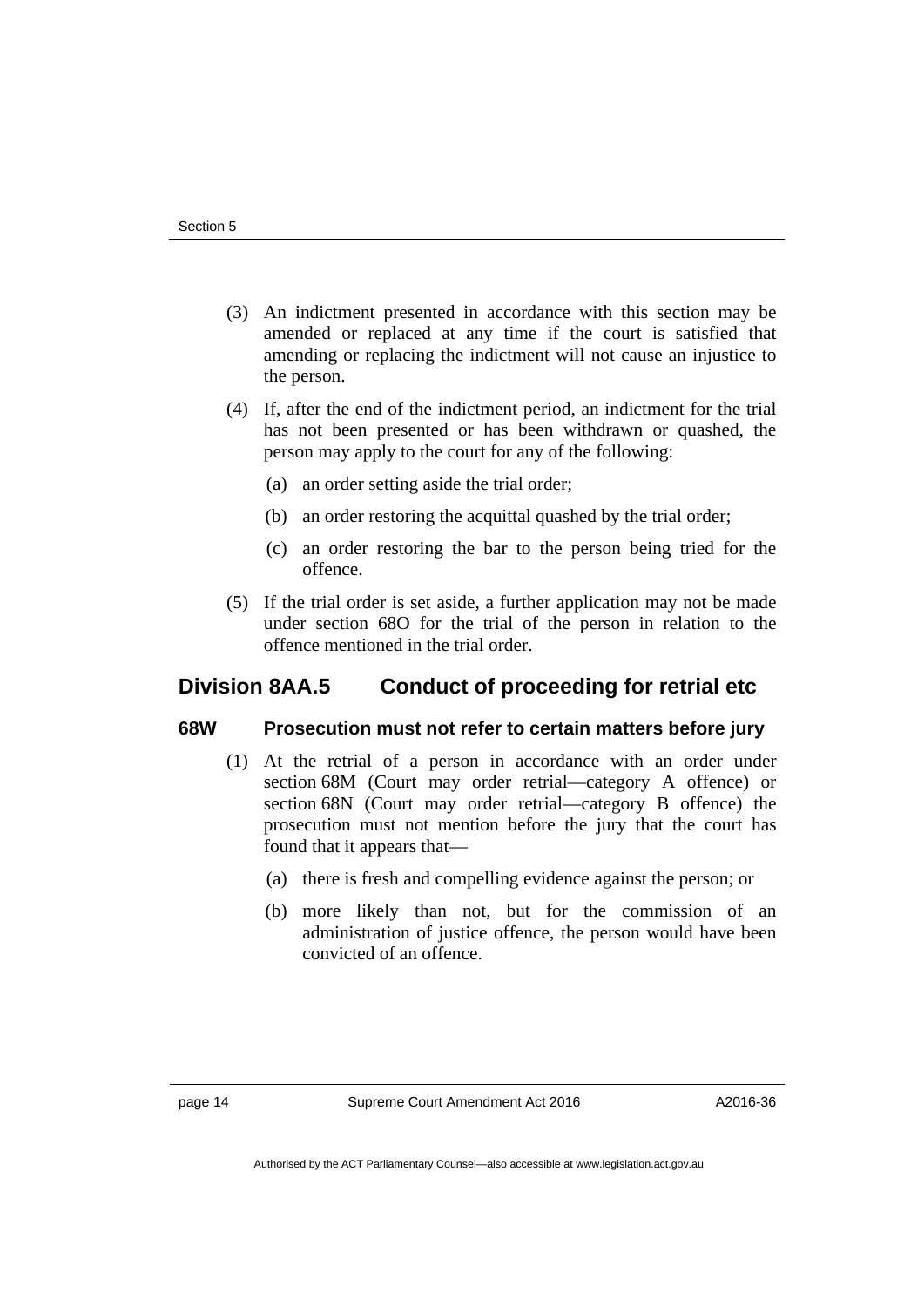(3) An indictment presented in accordance with this section may be amended or replaced at any time if the court is satisfied that amending or replacing the indictment will not cause an injustice to the person.

(4) If, after the end of the indictment period, an indictment for the trial has not been presented or has been withdrawn or quashed, the person may apply to the court for any of the following:

(a) an order setting aside the trial order;

(b) an order restoring the acquittal quashed by the trial order;

(c) an order restoring the bar to the person being tried for the offence.

(5) If the trial order is set aside, a further application may not be made under section 68O for the trial of the person in relation to the offence mentioned in the trial order.

## Division 8AA.5 Conduct of proceeding for retrial etc

### 68W Prosecution must not refer to certain matters before jury

(1) At the retrial of a person in accordance with an order under section 68M (Court may order retrial—category A offence) or section 68N (Court may order retrial—category B offence) the prosecution must not mention before the jury that the court has found that it appears that—

(a) there is fresh and compelling evidence against the person; or

(b) more likely than not, but for the commission of an administration of justice offence, the person would have been convicted of an offence.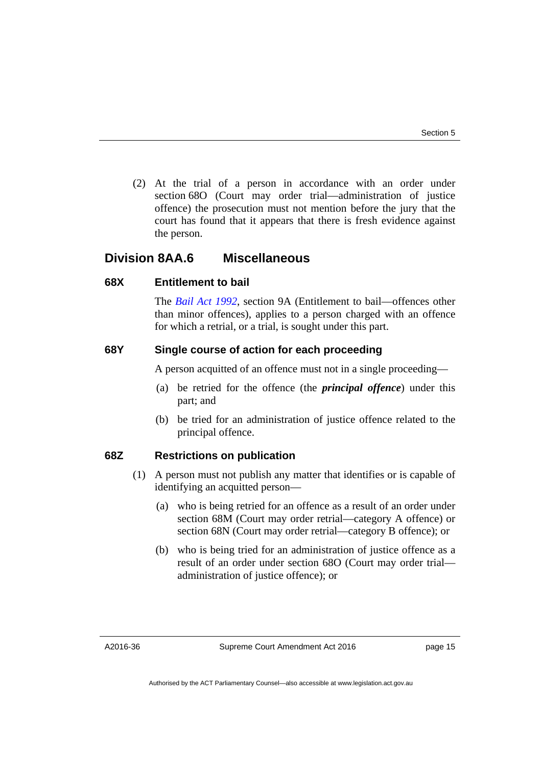(2) At the trial of a person in accordance with an order under section 68O (Court may order trial—administration of justice offence) the prosecution must not mention before the jury that the court has found that it appears that there is fresh evidence against the person.

## Division 8AA.6 Miscellaneous

### 68X Entitlement to bail

The *Bail Act 1992*, section 9A (Entitlement to bail—offences other than minor offences), applies to a person charged with an offence for which a retrial, or a trial, is sought under this part.

### 68Y Single course of action for each proceeding

A person acquitted of an offence must not in a single proceeding—

(a) be retried for the offence (the ***principal offence***) under this part; and

(b) be tried for an administration of justice offence related to the principal offence.

### 68Z Restrictions on publication

(1) A person must not publish any matter that identifies or is capable of identifying an acquitted person—

(a) who is being retried for an offence as a result of an order under section 68M (Court may order retrial—category A offence) or section 68N (Court may order retrial—category B offence); or

(b) who is being tried for an administration of justice offence as a result of an order under section 68O (Court may order trial—administration of justice offence); or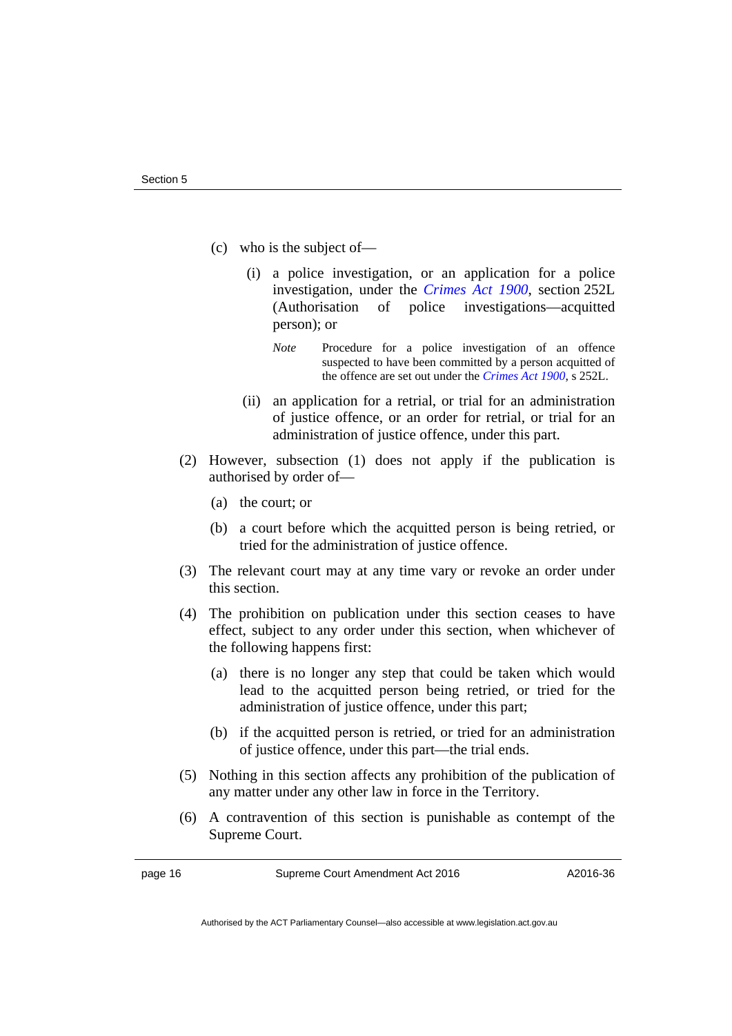(c) who is the subject of—

(i) a police investigation, or an application for a police investigation, under the *Crimes Act 1900*, section 252L (Authorisation of police investigations—acquitted person); or

*Note* Procedure for a police investigation of an offence suspected to have been committed by a person acquitted of the offence are set out under the *Crimes Act 1900*, s 252L.

(ii) an application for a retrial, or trial for an administration of justice offence, or an order for retrial, or trial for an administration of justice offence, under this part.

(2) However, subsection (1) does not apply if the publication is authorised by order of—

(a) the court; or

(b) a court before which the acquitted person is being retried, or tried for the administration of justice offence.

(3) The relevant court may at any time vary or revoke an order under this section.

(4) The prohibition on publication under this section ceases to have effect, subject to any order under this section, when whichever of the following happens first:

(a) there is no longer any step that could be taken which would lead to the acquitted person being retried, or tried for the administration of justice offence, under this part;

(b) if the acquitted person is retried, or tried for an administration of justice offence, under this part—the trial ends.

(5) Nothing in this section affects any prohibition of the publication of any matter under any other law in force in the Territory.

(6) A contravention of this section is punishable as contempt of the Supreme Court.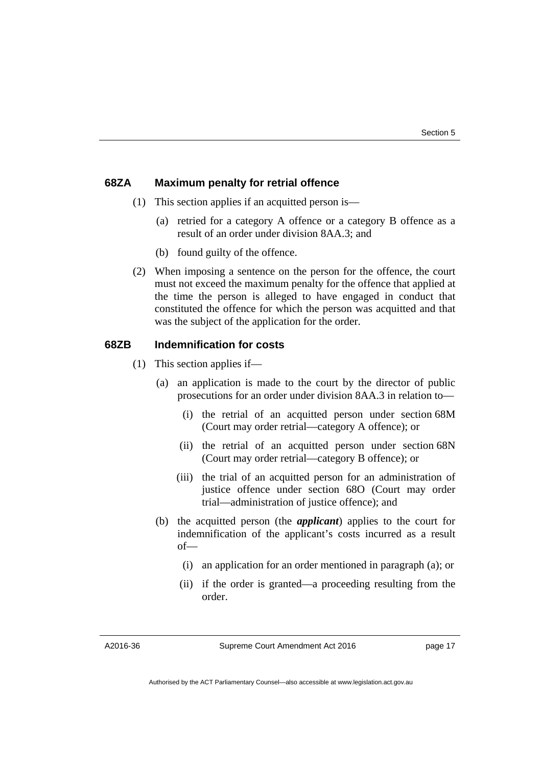### 68ZA Maximum penalty for retrial offence

(1) This section applies if an acquitted person is—

   (a) retried for a category A offence or a category B offence as a result of an order under division 8AA.3; and

   (b) found guilty of the offence.

(2) When imposing a sentence on the person for the offence, the court must not exceed the maximum penalty for the offence that applied at the time the person is alleged to have engaged in conduct that constituted the offence for which the person was acquitted and that was the subject of the application for the order.

### 68ZB Indemnification for costs

(1) This section applies if—

   (a) an application is made to the court by the director of public prosecutions for an order under division 8AA.3 in relation to—

      (i) the retrial of an acquitted person under section 68M (Court may order retrial—category A offence); or

      (ii) the retrial of an acquitted person under section 68N (Court may order retrial—category B offence); or

      (iii) the trial of an acquitted person for an administration of justice offence under section 68O (Court may order trial—administration of justice offence); and

   (b) the acquitted person (the ***applicant***) applies to the court for indemnification of the applicant's costs incurred as a result of—

      (i) an application for an order mentioned in paragraph (a); or

      (ii) if the order is granted—a proceeding resulting from the order.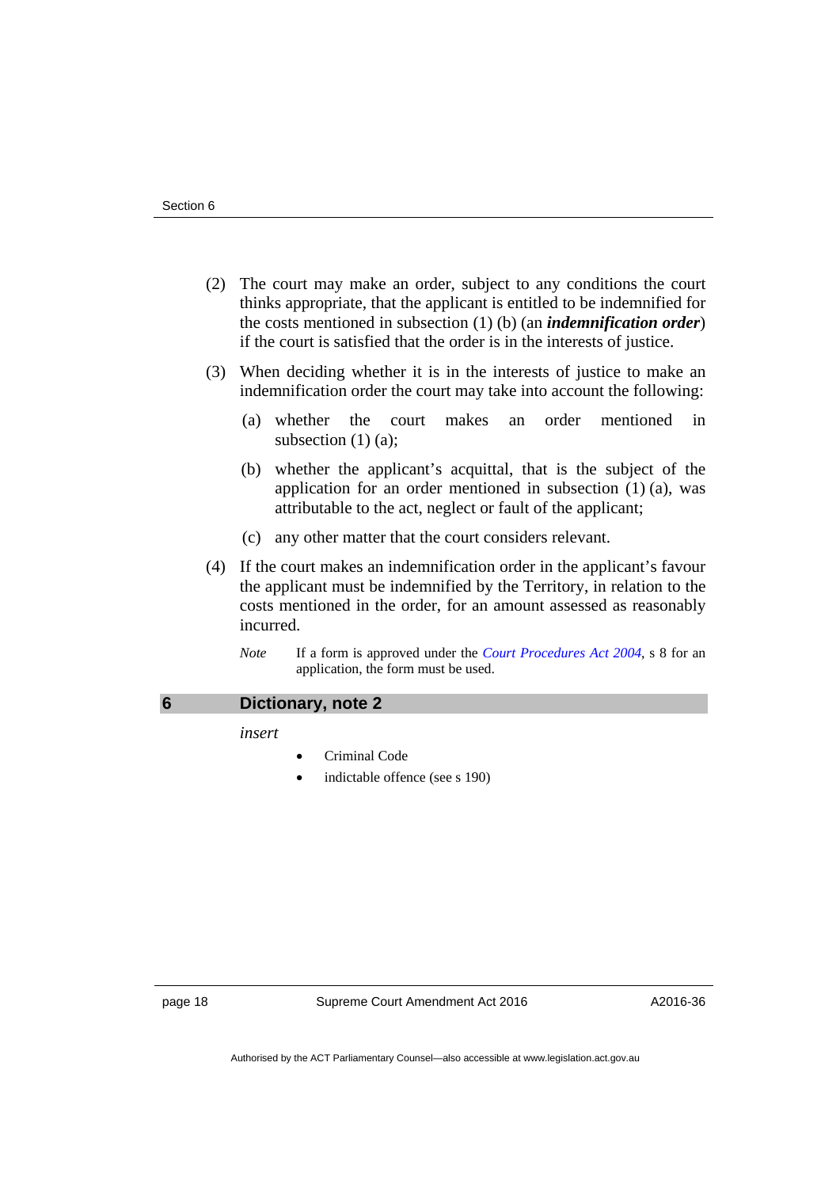(2) The court may make an order, subject to any conditions the court thinks appropriate, that the applicant is entitled to be indemnified for the costs mentioned in subsection (1) (b) (an ***indemnification order***) if the court is satisfied that the order is in the interests of justice.

(3) When deciding whether it is in the interests of justice to make an indemnification order the court may take into account the following:

(a) whether the court makes an order mentioned in subsection (1) (a);

(b) whether the applicant's acquittal, that is the subject of the application for an order mentioned in subsection (1) (a), was attributable to the act, neglect or fault of the applicant;

(c) any other matter that the court considers relevant.

(4) If the court makes an indemnification order in the applicant's favour the applicant must be indemnified by the Territory, in relation to the costs mentioned in the order, for an amount assessed as reasonably incurred.

*Note* If a form is approved under the *Court Procedures Act 2004*, s 8 for an application, the form must be used.

## 6 Dictionary, note 2

*insert*

- Criminal Code
- indictable offence (see s 190)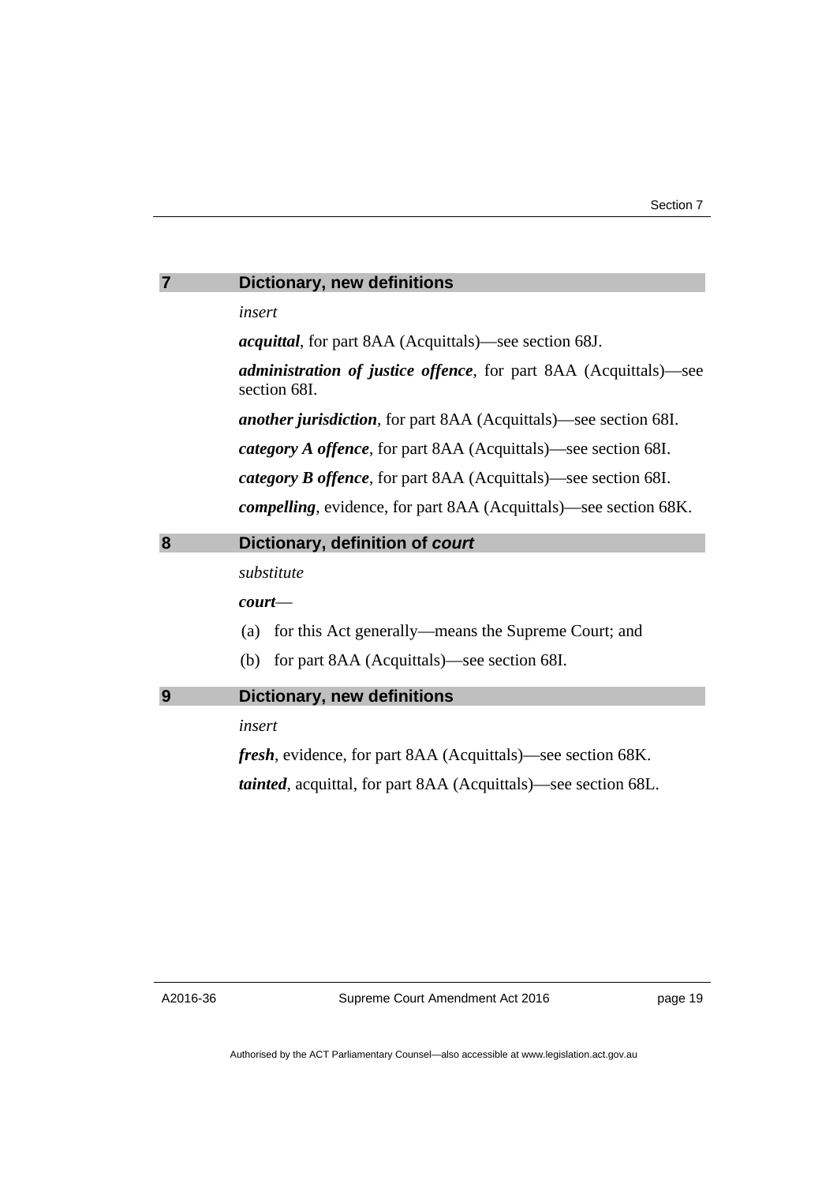## 7 Dictionary, new definitions

*insert*

***acquittal***, for part 8AA (Acquittals)—see section 68J.

***administration of justice offence***, for part 8AA (Acquittals)—see section 68I.

***another jurisdiction***, for part 8AA (Acquittals)—see section 68I.

***category A offence***, for part 8AA (Acquittals)—see section 68I.

***category B offence***, for part 8AA (Acquittals)—see section 68I.

***compelling***, evidence, for part 8AA (Acquittals)—see section 68K.

## 8 Dictionary, definition of *court*

*substitute*

***court***—

(a) for this Act generally—means the Supreme Court; and

(b) for part 8AA (Acquittals)—see section 68I.

## 9 Dictionary, new definitions

*insert*

***fresh***, evidence, for part 8AA (Acquittals)—see section 68K.

***tainted***, acquittal, for part 8AA (Acquittals)—see section 68L.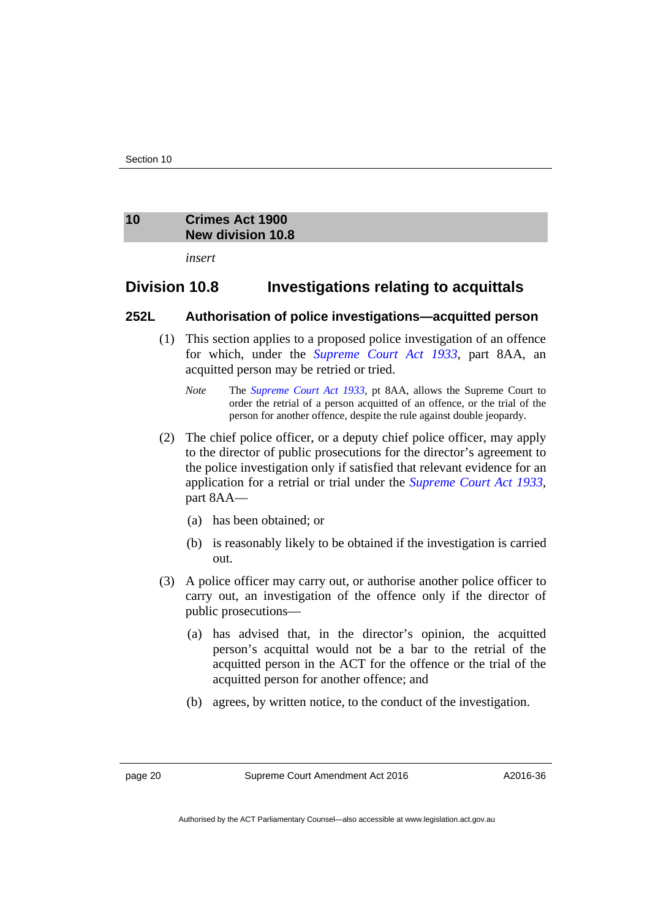## 10 Crimes Act 1900
## New division 10.8

*insert*

## Division 10.8 Investigations relating to acquittals

### 252L Authorisation of police investigations—acquitted person

(1) This section applies to a proposed police investigation of an offence for which, under the *Supreme Court Act 1933*, part 8AA, an acquitted person may be retried or tried.

*Note* The *Supreme Court Act 1933*, pt 8AA, allows the Supreme Court to order the retrial of a person acquitted of an offence, or the trial of the person for another offence, despite the rule against double jeopardy.

(2) The chief police officer, or a deputy chief police officer, may apply to the director of public prosecutions for the director's agreement to the police investigation only if satisfied that relevant evidence for an application for a retrial or trial under the *Supreme Court Act 1933*, part 8AA—

(a) has been obtained; or

(b) is reasonably likely to be obtained if the investigation is carried out.

(3) A police officer may carry out, or authorise another police officer to carry out, an investigation of the offence only if the director of public prosecutions—

(a) has advised that, in the director's opinion, the acquitted person's acquittal would not be a bar to the retrial of the acquitted person in the ACT for the offence or the trial of the acquitted person for another offence; and

(b) agrees, by written notice, to the conduct of the investigation.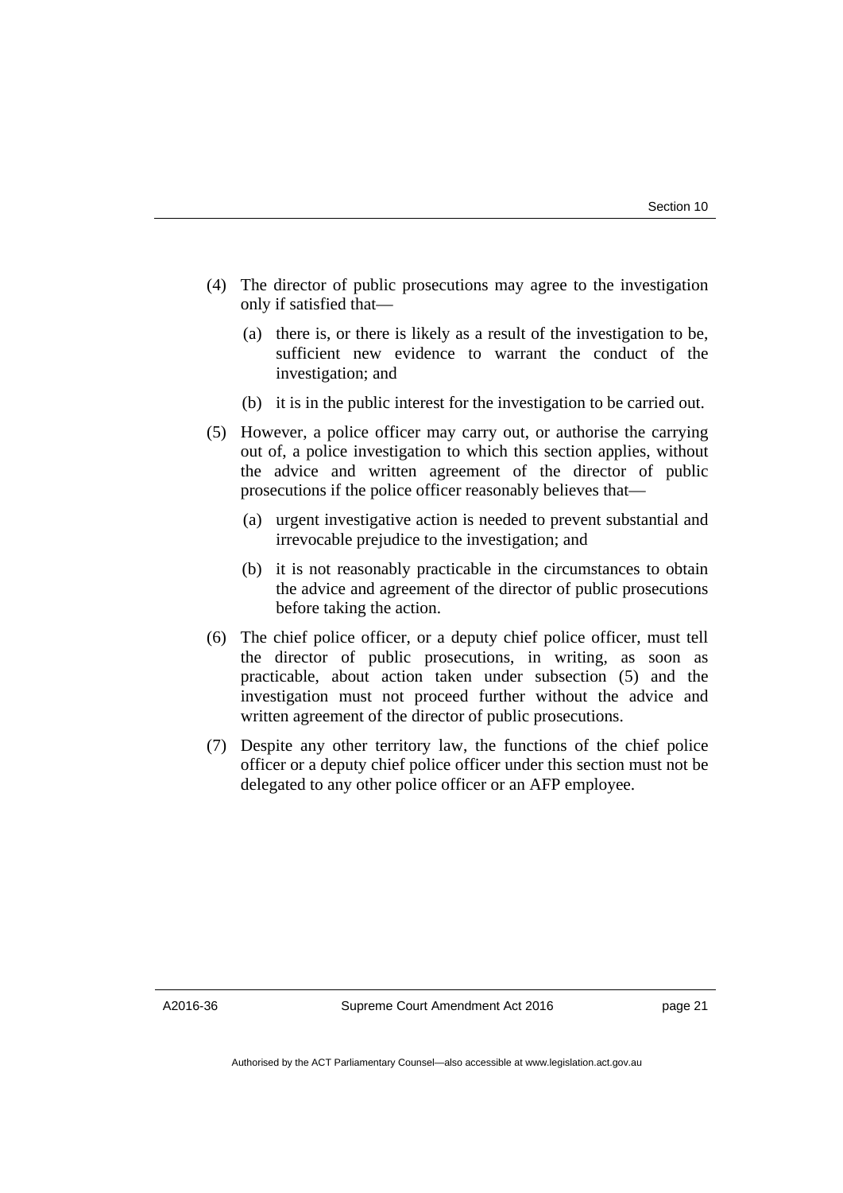(4) The director of public prosecutions may agree to the investigation only if satisfied that—

(a) there is, or there is likely as a result of the investigation to be, sufficient new evidence to warrant the conduct of the investigation; and

(b) it is in the public interest for the investigation to be carried out.

(5) However, a police officer may carry out, or authorise the carrying out of, a police investigation to which this section applies, without the advice and written agreement of the director of public prosecutions if the police officer reasonably believes that—

(a) urgent investigative action is needed to prevent substantial and irrevocable prejudice to the investigation; and

(b) it is not reasonably practicable in the circumstances to obtain the advice and agreement of the director of public prosecutions before taking the action.

(6) The chief police officer, or a deputy chief police officer, must tell the director of public prosecutions, in writing, as soon as practicable, about action taken under subsection (5) and the investigation must not proceed further without the advice and written agreement of the director of public prosecutions.

(7) Despite any other territory law, the functions of the chief police officer or a deputy chief police officer under this section must not be delegated to any other police officer or an AFP employee.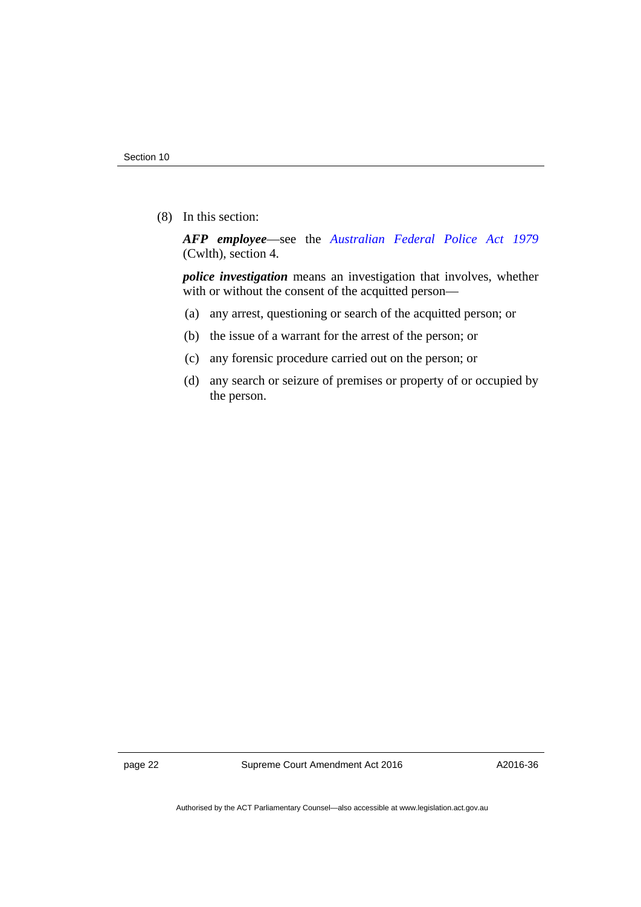(8) In this section:

***AFP employee***—see the *Australian Federal Police Act 1979* (Cwlth), section 4.

***police investigation*** means an investigation that involves, whether with or without the consent of the acquitted person—

(a) any arrest, questioning or search of the acquitted person; or

(b) the issue of a warrant for the arrest of the person; or

(c) any forensic procedure carried out on the person; or

(d) any search or seizure of premises or property of or occupied by the person.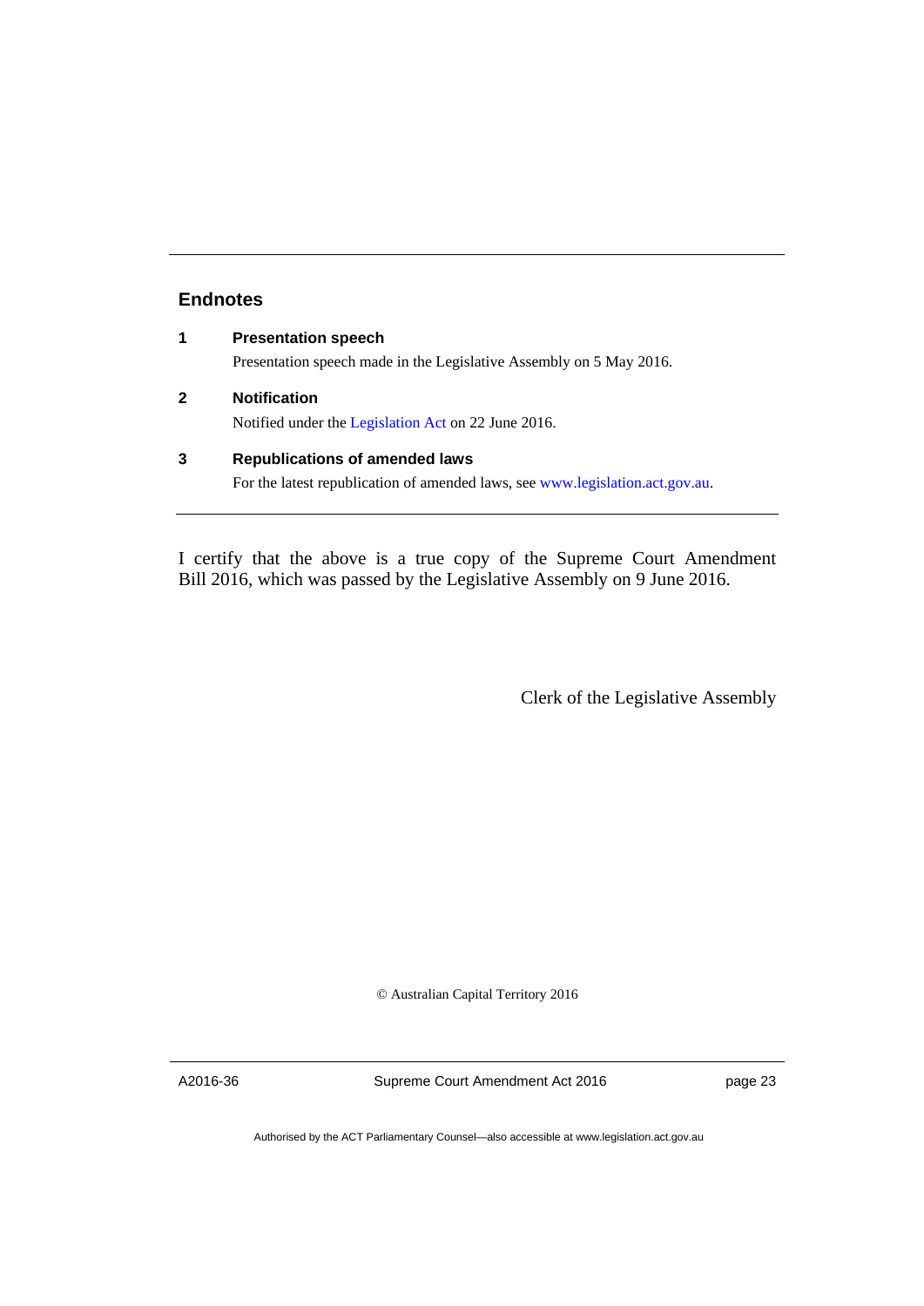## Endnotes

**1 Presentation speech**

Presentation speech made in the Legislative Assembly on 5 May 2016.

**2 Notification**

Notified under the Legislation Act on 22 June 2016.

**3 Republications of amended laws**

For the latest republication of amended laws, see www.legislation.act.gov.au.

---

I certify that the above is a true copy of the Supreme Court Amendment Bill 2016, which was passed by the Legislative Assembly on 9 June 2016.

Clerk of the Legislative Assembly

© Australian Capital Territory 2016